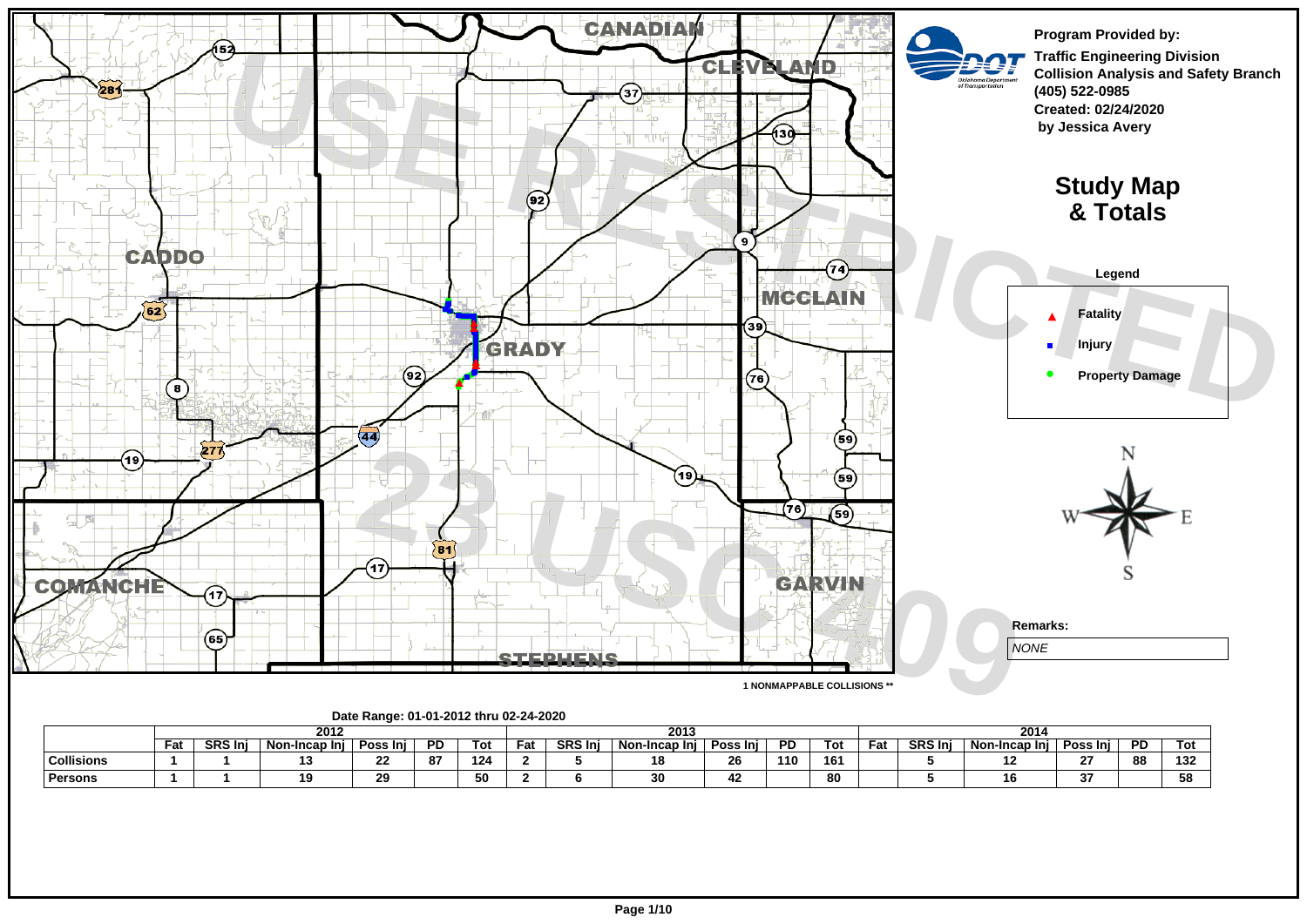**Program Provided by:**
**Traffic Engineering Division**
**Collision Analysis and Safety Branch**
**(405) 522-0985**
**Created: 02/24/2020**
**by Jessica Avery**

# Study Map & Totals

**Legend**

- Fatality
- Injury
- Property Damage

**Remarks:**

*NONE*

USE RESTRICTED 23 USC 409

CANADIAN, CLEVELAND, CADDO, MCCLAIN, GRADY, COMANCHE, GARVIN, STEPHENS

**1 NONMAPPABLE COLLISIONS \*\***

**Date Range: 01-01-2012 thru 02-24-2020**

| | 2012 | | | | | | 2013 | | | | | | 2014 | | | | | |
|---|---|---|---|---|---|---|---|---|---|---|---|---|---|---|---|---|---|---|
| | Fat | SRS Inj | Non-Incap Inj | Poss Inj | PD | Tot | Fat | SRS Inj | Non-Incap Inj | Poss Inj | PD | Tot | Fat | SRS Inj | Non-Incap Inj | Poss Inj | PD | Tot |
| Collisions | 1 | 1 | 13 | 22 | 87 | 124 | 2 | 5 | 18 | 26 | 110 | 161 | | 5 | 12 | 27 | 88 | 132 |
| Persons | 1 | 1 | 19 | 29 | | 50 | 2 | 6 | 30 | 42 | | 80 | | 5 | 16 | 37 | | 58 |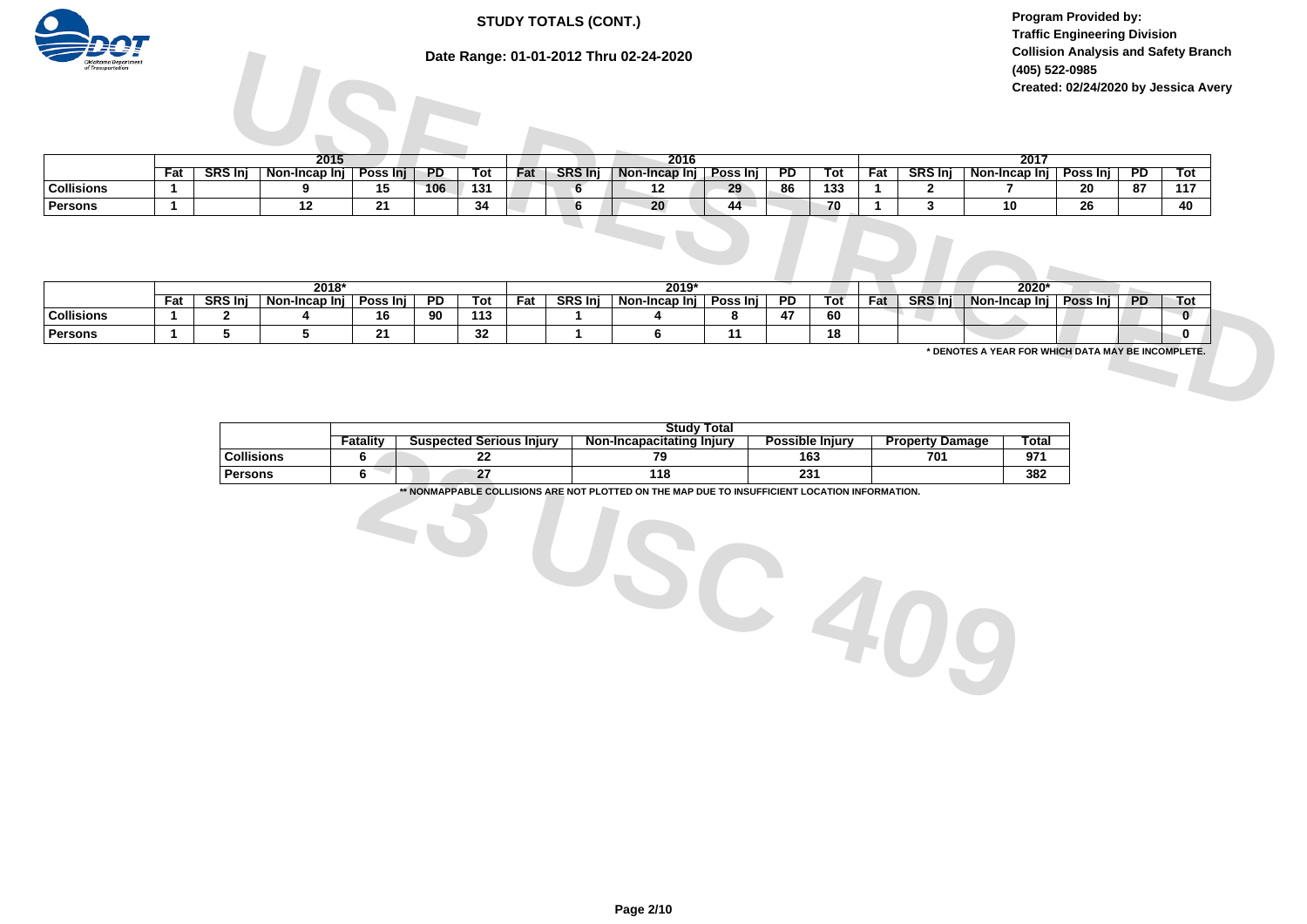# STUDY TOTALS (CONT.)

**Date Range: 01-01-2012 Thru 02-24-2020**

**Program Provided by:**
**Traffic Engineering Division**
**Collision Analysis and Safety Branch**
**(405) 522-0985**
**Created: 02/24/2020 by Jessica Avery**

USE RESTRICTED 23 USC 409

| | 2015 | | | | | | 2016 | | | | | | 2017 | | | | | |
|---|---|---|---|---|---|---|---|---|---|---|---|---|---|---|---|---|---|---|
| | Fat | SRS Inj | Non-Incap Inj | Poss Inj | PD | Tot | Fat | SRS Inj | Non-Incap Inj | Poss Inj | PD | Tot | Fat | SRS Inj | Non-Incap Inj | Poss Inj | PD | Tot |
| Collisions | 1 | | 9 | 15 | 106 | 131 | | 6 | 12 | 29 | 86 | 133 | 1 | 2 | 7 | 20 | 87 | 117 |
| Persons | 1 | | 12 | 21 | | 34 | | 6 | 20 | 44 | | 70 | 1 | 3 | 10 | 26 | | 40 |

| | 2018* | | | | | | 2019* | | | | | | 2020* | | | | | |
|---|---|---|---|---|---|---|---|---|---|---|---|---|---|---|---|---|---|---|
| | Fat | SRS Inj | Non-Incap Inj | Poss Inj | PD | Tot | Fat | SRS Inj | Non-Incap Inj | Poss Inj | PD | Tot | Fat | SRS Inj | Non-Incap Inj | Poss Inj | PD | Tot |
| Collisions | 1 | 2 | 4 | 16 | 90 | 113 | | 1 | 4 | 8 | 47 | 60 | | | | | | 0 |
| Persons | 1 | 5 | 5 | 21 | | 32 | | 1 | 6 | 11 | | 18 | | | | | | 0 |

**\* DENOTES A YEAR FOR WHICH DATA MAY BE INCOMPLETE.**

| | Study Total | | | | | |
|---|---|---|---|---|---|---|
| | Fatality | Suspected Serious Injury | Non-Incapacitating Injury | Possible Injury | Property Damage | Total |
| Collisions | 6 | 22 | 79 | 163 | 701 | 971 |
| Persons | 6 | 27 | 118 | 231 | | 382 |

**\*\* NONMAPPABLE COLLISIONS ARE NOT PLOTTED ON THE MAP DUE TO INSUFFICIENT LOCATION INFORMATION.**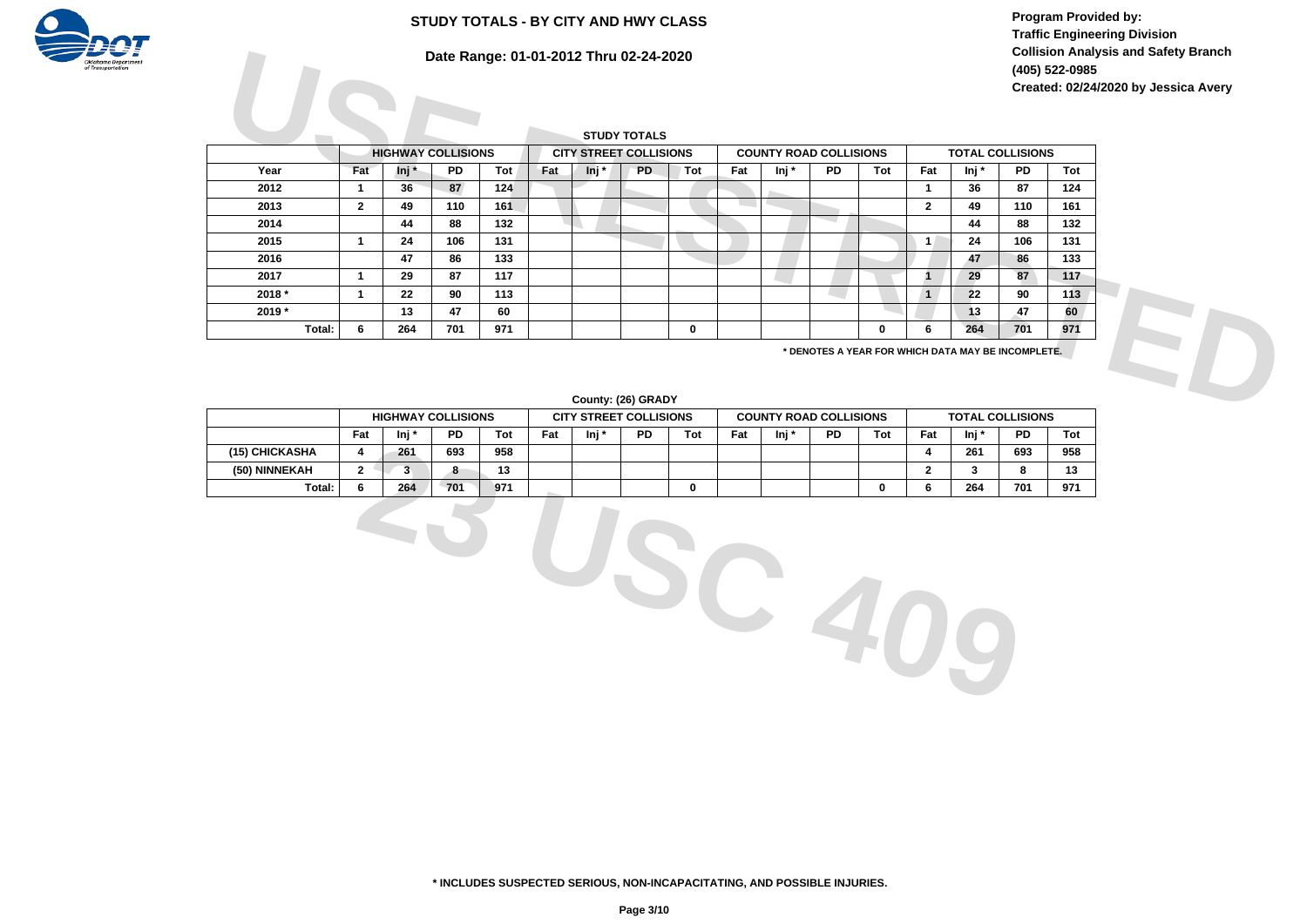# STUDY TOTALS - BY CITY AND HWY CLASS

**Date Range: 01-01-2012 Thru 02-24-2020**

**Program Provided by:**
**Traffic Engineering Division**
**Collision Analysis and Safety Branch**
**(405) 522-0985**
**Created: 02/24/2020 by Jessica Avery**

USE RESTRICTED 23 USC 409

**STUDY TOTALS**

| | HIGHWAY COLLISIONS | | | | CITY STREET COLLISIONS | | | | COUNTY ROAD COLLISIONS | | | | TOTAL COLLISIONS | | | |
|---|---|---|---|---|---|---|---|---|---|---|---|---|---|---|---|---|
| Year | Fat | Inj * | PD | Tot | Fat | Inj * | PD | Tot | Fat | Inj * | PD | Tot | Fat | Inj * | PD | Tot |
| 2012 | 1 | 36 | 87 | 124 | | | | | | | | | 1 | 36 | 87 | 124 |
| 2013 | 2 | 49 | 110 | 161 | | | | | | | | | 2 | 49 | 110 | 161 |
| 2014 | | 44 | 88 | 132 | | | | | | | | | | 44 | 88 | 132 |
| 2015 | 1 | 24 | 106 | 131 | | | | | | | | | 1 | 24 | 106 | 131 |
| 2016 | | 47 | 86 | 133 | | | | | | | | | | 47 | 86 | 133 |
| 2017 | 1 | 29 | 87 | 117 | | | | | | | | | 1 | 29 | 87 | 117 |
| 2018 * | 1 | 22 | 90 | 113 | | | | | | | | | 1 | 22 | 90 | 113 |
| 2019 * | | 13 | 47 | 60 | | | | | | | | | | 13 | 47 | 60 |
| Total: | 6 | 264 | 701 | 971 | | | | 0 | | | | 0 | 6 | 264 | 701 | 971 |

**\* DENOTES A YEAR FOR WHICH DATA MAY BE INCOMPLETE.**

**County: (26) GRADY**

| | HIGHWAY COLLISIONS | | | | CITY STREET COLLISIONS | | | | COUNTY ROAD COLLISIONS | | | | TOTAL COLLISIONS | | | |
|---|---|---|---|---|---|---|---|---|---|---|---|---|---|---|---|---|
| | Fat | Inj * | PD | Tot | Fat | Inj * | PD | Tot | Fat | Inj * | PD | Tot | Fat | Inj * | PD | Tot |
| (15) CHICKASHA | 4 | 261 | 693 | 958 | | | | | | | | | 4 | 261 | 693 | 958 |
| (50) NINNEKAH | 2 | 3 | 8 | 13 | | | | | | | | | 2 | 3 | 8 | 13 |
| Total: | 6 | 264 | 701 | 971 | | | | 0 | | | | 0 | 6 | 264 | 701 | 971 |

**\* INCLUDES SUSPECTED SERIOUS, NON-INCAPACITATING, AND POSSIBLE INJURIES.**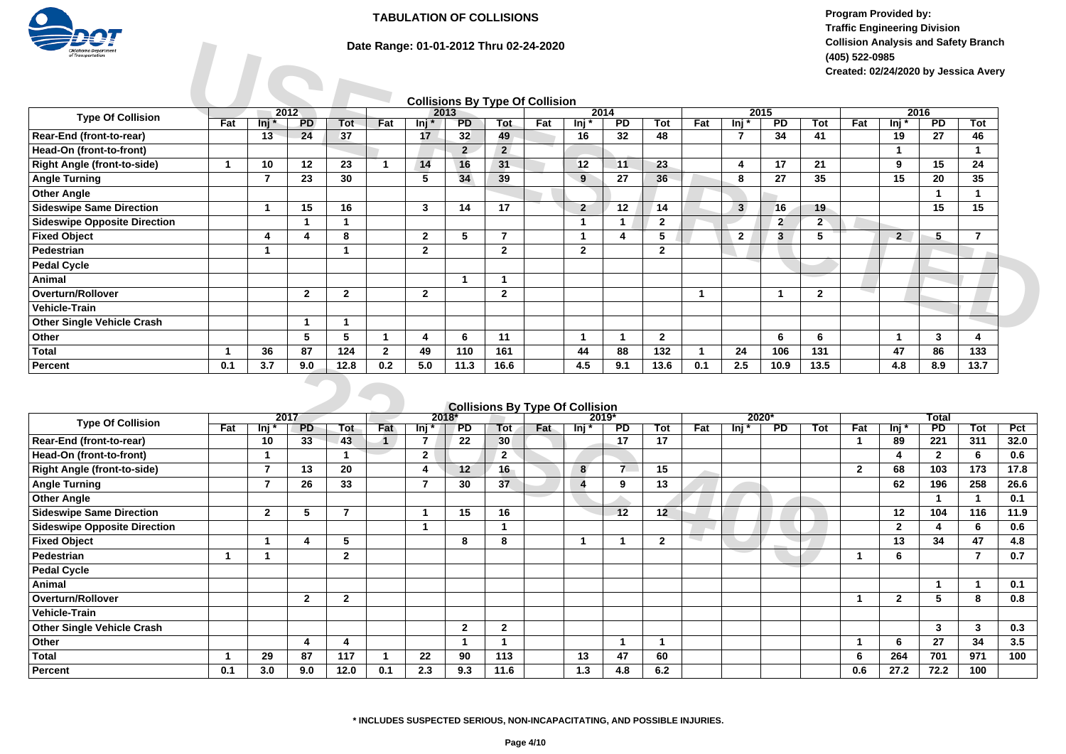**TABULATION OF COLLISIONS**

**Date Range: 01-01-2012 Thru 02-24-2020**

**Program Provided by:**
**Traffic Engineering Division**
**Collision Analysis and Safety Branch**
**(405) 522-0985**
**Created: 02/24/2020 by Jessica Avery**

## Collisions By Type Of Collision

| Type Of Collision | 2012 | | | | 2013 | | | | 2014 | | | | 2015 | | | | 2016 | | | |
|---|---|---|---|---|---|---|---|---|---|---|---|---|---|---|---|---|---|---|---|---|
| | Fat | Inj * | PD | Tot | Fat | Inj * | PD | Tot | Fat | Inj * | PD | Tot | Fat | Inj * | PD | Tot | Fat | Inj * | PD | Tot |
| Rear-End (front-to-rear) | | 13 | 24 | 37 | | 17 | 32 | 49 | | 16 | 32 | 48 | | 7 | 34 | 41 | | 19 | 27 | 46 |
| Head-On (front-to-front) | | | | | | | 2 | 2 | | | | | | | | | | 1 | | 1 |
| Right Angle (front-to-side) | 1 | 10 | 12 | 23 | 1 | 14 | 16 | 31 | | 12 | 11 | 23 | | 4 | 17 | 21 | | 9 | 15 | 24 |
| Angle Turning | | 7 | 23 | 30 | | 5 | 34 | 39 | | 9 | 27 | 36 | | 8 | 27 | 35 | | 15 | 20 | 35 |
| Other Angle | | | | | | | | | | | | | | | | | | | 1 | 1 |
| Sideswipe Same Direction | | 1 | 15 | 16 | | 3 | 14 | 17 | | 2 | 12 | 14 | | 3 | 16 | 19 | | | 15 | 15 |
| Sideswipe Opposite Direction | | | 1 | 1 | | | | | | 1 | 1 | 2 | | | 2 | 2 | | | | |
| Fixed Object | | 4 | 4 | 8 | | 2 | 5 | 7 | | 1 | 4 | 5 | | 2 | 3 | 5 | | 2 | 5 | 7 |
| Pedestrian | | 1 | | 1 | | 2 | | 2 | | 2 | | 2 | | | | | | | | |
| Pedal Cycle | | | | | | | | | | | | | | | | | | | | |
| Animal | | | | | | | 1 | 1 | | | | | | | | | | | | |
| Overturn/Rollover | | | 2 | 2 | | 2 | | 2 | | | | | 1 | | 1 | 2 | | | | |
| Vehicle-Train | | | | | | | | | | | | | | | | | | | | |
| Other Single Vehicle Crash | | | 1 | 1 | | | | | | | | | | | | | | | | |
| Other | | | 5 | 5 | 1 | 4 | 6 | 11 | | 1 | 1 | 2 | | | 6 | 6 | | 1 | 3 | 4 |
| Total | 1 | 36 | 87 | 124 | 2 | 49 | 110 | 161 | | 44 | 88 | 132 | 1 | 24 | 106 | 131 | | 47 | 86 | 133 |
| Percent | 0.1 | 3.7 | 9.0 | 12.8 | 0.2 | 5.0 | 11.3 | 16.6 | | 4.5 | 9.1 | 13.6 | 0.1 | 2.5 | 10.9 | 13.5 | | 4.8 | 8.9 | 13.7 |

## Collisions By Type Of Collision

| Type Of Collision | 2017 | | | | 2018* | | | | 2019* | | | | 2020* | | | | Total | | | | |
|---|---|---|---|---|---|---|---|---|---|---|---|---|---|---|---|---|---|---|---|---|---|
| | Fat | Inj * | PD | Tot | Fat | Inj * | PD | Tot | Fat | Inj * | PD | Tot | Fat | Inj * | PD | Tot | Fat | Inj * | PD | Tot | Pct |
| Rear-End (front-to-rear) | | 10 | 33 | 43 | 1 | 7 | 22 | 30 | | | 17 | 17 | | | | | 1 | 89 | 221 | 311 | 32.0 |
| Head-On (front-to-front) | | 1 | | 1 | | 2 | | 2 | | | | | | | | | | 4 | 2 | 6 | 0.6 |
| Right Angle (front-to-side) | | 7 | 13 | 20 | | 4 | 12 | 16 | | 8 | 7 | 15 | | | | | 2 | 68 | 103 | 173 | 17.8 |
| Angle Turning | | 7 | 26 | 33 | | 7 | 30 | 37 | | 4 | 9 | 13 | | | | | | 62 | 196 | 258 | 26.6 |
| Other Angle | | | | | | | | | | | | | | | | | | | 1 | 1 | 0.1 |
| Sideswipe Same Direction | | 2 | 5 | 7 | | 1 | 15 | 16 | | | 12 | 12 | | | | | | 12 | 104 | 116 | 11.9 |
| Sideswipe Opposite Direction | | | | | | 1 | | 1 | | | | | | | | | | 2 | 4 | 6 | 0.6 |
| Fixed Object | | 1 | 4 | 5 | | | 8 | 8 | | 1 | 1 | 2 | | | | | | 13 | 34 | 47 | 4.8 |
| Pedestrian | 1 | 1 | | 2 | | | | | | | | | | | | | 1 | 6 | | 7 | 0.7 |
| Pedal Cycle | | | | | | | | | | | | | | | | | | | | | |
| Animal | | | | | | | | | | | | | | | | | | | 1 | 1 | 0.1 |
| Overturn/Rollover | | | 2 | 2 | | | | | | | | | | | | | 1 | 2 | 5 | 8 | 0.8 |
| Vehicle-Train | | | | | | | | | | | | | | | | | | | | | |
| Other Single Vehicle Crash | | | | | | | 2 | 2 | | | | | | | | | | | 3 | 3 | 0.3 |
| Other | | | 4 | 4 | | | 1 | 1 | | | 1 | 1 | | | | | 1 | 6 | 27 | 34 | 3.5 |
| Total | 1 | 29 | 87 | 117 | 1 | 22 | 90 | 113 | | 13 | 47 | 60 | | | | | 6 | 264 | 701 | 971 | 100 |
| Percent | 0.1 | 3.0 | 9.0 | 12.0 | 0.1 | 2.3 | 9.3 | 11.6 | | 1.3 | 4.8 | 6.2 | | | | | 0.6 | 27.2 | 72.2 | 100 | |

**\* INCLUDES SUSPECTED SERIOUS, NON-INCAPACITATING, AND POSSIBLE INJURIES.**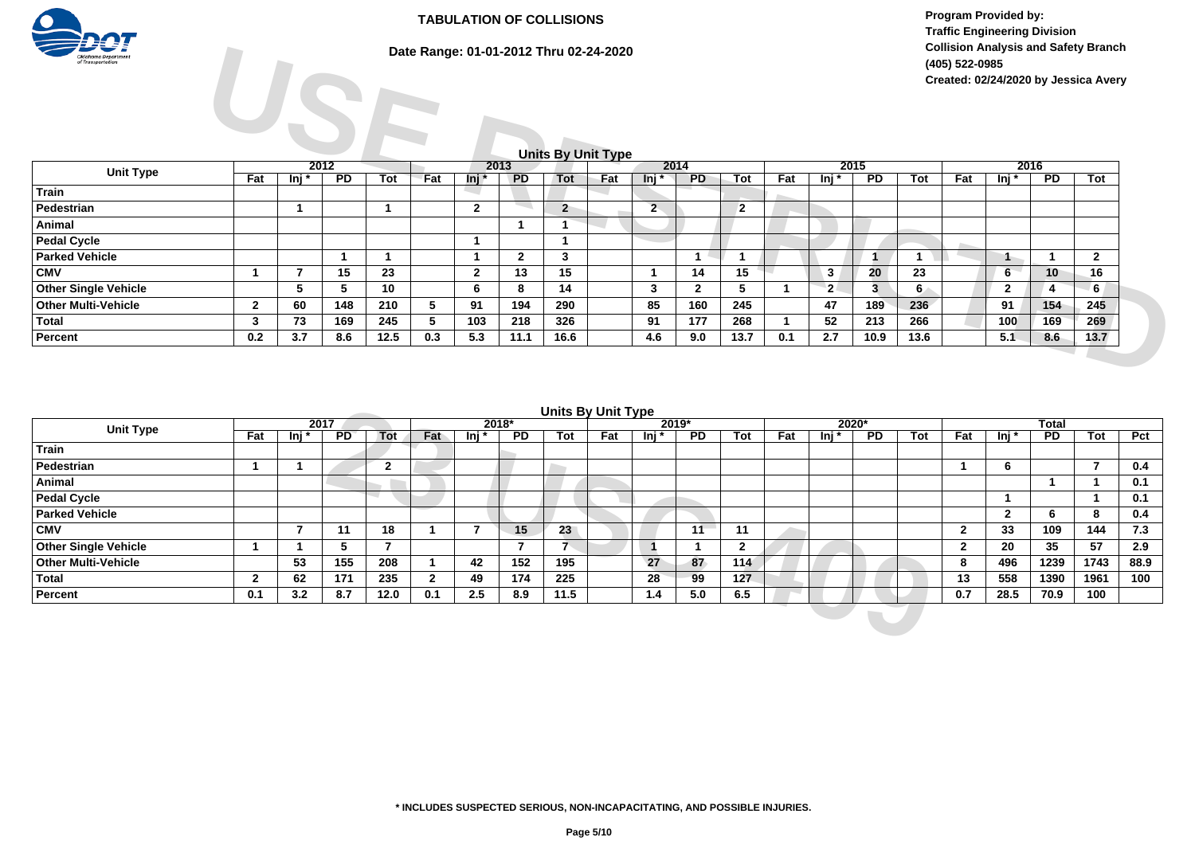**TABULATION OF COLLISIONS**

**Date Range: 01-01-2012 Thru 02-24-2020**

**Program Provided by:**
**Traffic Engineering Division**
**Collision Analysis and Safety Branch**
**(405) 522-0985**
**Created: 02/24/2020 by Jessica Avery**

USE RESTRICTED 23 USC 409

## Units By Unit Type

| Unit Type | 2012 | | | | 2013 | | | | 2014 | | | | 2015 | | | | 2016 | | | |
|---|---|---|---|---|---|---|---|---|---|---|---|---|---|---|---|---|---|---|---|---|
| | Fat | Inj * | PD | Tot | Fat | Inj * | PD | Tot | Fat | Inj * | PD | Tot | Fat | Inj * | PD | Tot | Fat | Inj * | PD | Tot |
| Train | | | | | | | | | | | | | | | | | | | | |
| Pedestrian | | 1 | | 1 | | 2 | | 2 | | 2 | | 2 | | | | | | | | |
| Animal | | | | | | | 1 | 1 | | | | | | | | | | | | |
| Pedal Cycle | | | | | | 1 | | 1 | | | | | | | | | | | | |
| Parked Vehicle | | | 1 | 1 | | 1 | 2 | 3 | | | 1 | 1 | | | 1 | 1 | | 1 | 1 | 2 |
| CMV | 1 | 7 | 15 | 23 | | 2 | 13 | 15 | | 1 | 14 | 15 | | 3 | 20 | 23 | | 6 | 10 | 16 |
| Other Single Vehicle | | 5 | 5 | 10 | | 6 | 8 | 14 | | 3 | 2 | 5 | 1 | 2 | 3 | 6 | | 2 | 4 | 6 |
| Other Multi-Vehicle | 2 | 60 | 148 | 210 | 5 | 91 | 194 | 290 | | 85 | 160 | 245 | | 47 | 189 | 236 | | 91 | 154 | 245 |
| Total | 3 | 73 | 169 | 245 | 5 | 103 | 218 | 326 | | 91 | 177 | 268 | 1 | 52 | 213 | 266 | | 100 | 169 | 269 |
| Percent | 0.2 | 3.7 | 8.6 | 12.5 | 0.3 | 5.3 | 11.1 | 16.6 | | 4.6 | 9.0 | 13.7 | 0.1 | 2.7 | 10.9 | 13.6 | | 5.1 | 8.6 | 13.7 |

## Units By Unit Type

| Unit Type | 2017 | | | | 2018* | | | | 2019* | | | | 2020* | | | | Total | | | | |
|---|---|---|---|---|---|---|---|---|---|---|---|---|---|---|---|---|---|---|---|---|---|
| | Fat | Inj * | PD | Tot | Fat | Inj * | PD | Tot | Fat | Inj * | PD | Tot | Fat | Inj * | PD | Tot | Fat | Inj * | PD | Tot | Pct |
| Train | | | | | | | | | | | | | | | | | | | | | |
| Pedestrian | 1 | 1 | | 2 | | | | | | | | | | | | | 1 | 6 | | 7 | 0.4 |
| Animal | | | | | | | | | | | | | | | | | | | 1 | 1 | 0.1 |
| Pedal Cycle | | | | | | | | | | | | | | | | | | 1 | | 1 | 0.1 |
| Parked Vehicle | | | | | | | | | | | | | | | | | | 2 | 6 | 8 | 0.4 |
| CMV | | 7 | 11 | 18 | 1 | 7 | 15 | 23 | | | 11 | 11 | | | | | 2 | 33 | 109 | 144 | 7.3 |
| Other Single Vehicle | 1 | 1 | 5 | 7 | | | 7 | 7 | | 1 | 1 | 2 | | | | | 2 | 20 | 35 | 57 | 2.9 |
| Other Multi-Vehicle | | 53 | 155 | 208 | 1 | 42 | 152 | 195 | | 27 | 87 | 114 | | | | | 8 | 496 | 1239 | 1743 | 88.9 |
| Total | 2 | 62 | 171 | 235 | 2 | 49 | 174 | 225 | | 28 | 99 | 127 | | | | | 13 | 558 | 1390 | 1961 | 100 |
| Percent | 0.1 | 3.2 | 8.7 | 12.0 | 0.1 | 2.5 | 8.9 | 11.5 | | 1.4 | 5.0 | 6.5 | | | | | 0.7 | 28.5 | 70.9 | 100 | |

**\* INCLUDES SUSPECTED SERIOUS, NON-INCAPACITATING, AND POSSIBLE INJURIES.**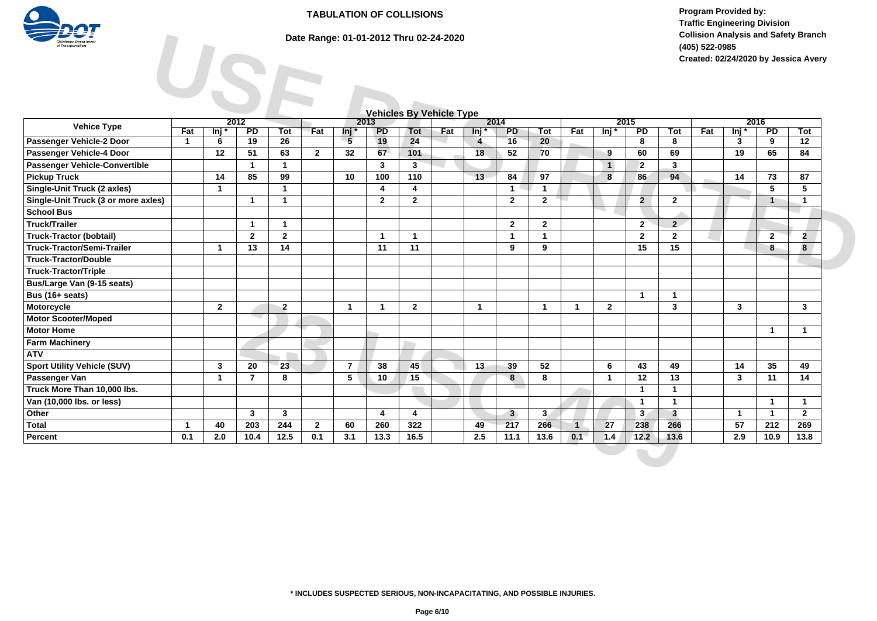# TABULATION OF COLLISIONS

**Date Range: 01-01-2012 Thru 02-24-2020**

**Program Provided by:**
**Traffic Engineering Division**
**Collision Analysis and Safety Branch**
**(405) 522-0985**
**Created: 02/24/2020 by Jessica Avery**

USE RESTRICTED 23 USC 409

## Vehicles By Vehicle Type

| Vehice Type | 2012 | | | | 2013 | | | | 2014 | | | | 2015 | | | | 2016 | | | |
|---|---|---|---|---|---|---|---|---|---|---|---|---|---|---|---|---|---|---|---|---|
| | Fat | Inj * | PD | Tot | Fat | Inj * | PD | Tot | Fat | Inj * | PD | Tot | Fat | Inj * | PD | Tot | Fat | Inj * | PD | Tot |
| Passenger Vehicle-2 Door | 1 | 6 | 19 | 26 | | 5 | 19 | 24 | | 4 | 16 | 20 | | | 8 | 8 | | 3 | 9 | 12 |
| Passenger Vehicle-4 Door | | 12 | 51 | 63 | 2 | 32 | 67 | 101 | | 18 | 52 | 70 | | 9 | 60 | 69 | | 19 | 65 | 84 |
| Passenger Vehicle-Convertible | | | 1 | 1 | | | 3 | 3 | | | | | | 1 | 2 | 3 | | | | |
| Pickup Truck | | 14 | 85 | 99 | | 10 | 100 | 110 | | 13 | 84 | 97 | | 8 | 86 | 94 | | 14 | 73 | 87 |
| Single-Unit Truck (2 axles) | | 1 | | 1 | | | 4 | 4 | | | 1 | 1 | | | | | | | 5 | 5 |
| Single-Unit Truck (3 or more axles) | | | 1 | 1 | | | 2 | 2 | | | 2 | 2 | | | 2 | 2 | | | 1 | 1 |
| School Bus | | | | | | | | | | | | | | | | | | | | |
| Truck/Trailer | | | 1 | 1 | | | | | | | 2 | 2 | | | 2 | 2 | | | | |
| Truck-Tractor (bobtail) | | | 2 | 2 | | | 1 | 1 | | | 1 | 1 | | | 2 | 2 | | | 2 | 2 |
| Truck-Tractor/Semi-Trailer | | 1 | 13 | 14 | | | 11 | 11 | | | 9 | 9 | | | 15 | 15 | | | 8 | 8 |
| Truck-Tractor/Double | | | | | | | | | | | | | | | | | | | | |
| Truck-Tractor/Triple | | | | | | | | | | | | | | | | | | | | |
| Bus/Large Van (9-15 seats) | | | | | | | | | | | | | | | | | | | | |
| Bus (16+ seats) | | | | | | | | | | | | | | | 1 | 1 | | | | |
| Motorcycle | | 2 | | 2 | | 1 | 1 | 2 | | 1 | | 1 | 1 | 2 | | 3 | | 3 | | 3 |
| Motor Scooter/Moped | | | | | | | | | | | | | | | | | | | | |
| Motor Home | | | | | | | | | | | | | | | | | | | 1 | 1 |
| Farm Machinery | | | | | | | | | | | | | | | | | | | | |
| ATV | | | | | | | | | | | | | | | | | | | | |
| Sport Utility Vehicle (SUV) | | 3 | 20 | 23 | | 7 | 38 | 45 | | 13 | 39 | 52 | | 6 | 43 | 49 | | 14 | 35 | 49 |
| Passenger Van | | 1 | 7 | 8 | | 5 | 10 | 15 | | | 8 | 8 | | 1 | 12 | 13 | | 3 | 11 | 14 |
| Truck More Than 10,000 lbs. | | | | | | | | | | | | | | | 1 | 1 | | | | |
| Van (10,000 lbs. or less) | | | | | | | | | | | | | | | 1 | 1 | | | 1 | 1 |
| Other | | | 3 | 3 | | | 4 | 4 | | | 3 | 3 | | | 3 | 3 | | 1 | 1 | 2 |
| Total | 1 | 40 | 203 | 244 | 2 | 60 | 260 | 322 | | 49 | 217 | 266 | 1 | 27 | 238 | 266 | | 57 | 212 | 269 |
| Percent | 0.1 | 2.0 | 10.4 | 12.5 | 0.1 | 3.1 | 13.3 | 16.5 | | 2.5 | 11.1 | 13.6 | 0.1 | 1.4 | 12.2 | 13.6 | | 2.9 | 10.9 | 13.8 |

**\* INCLUDES SUSPECTED SERIOUS, NON-INCAPACITATING, AND POSSIBLE INJURIES.**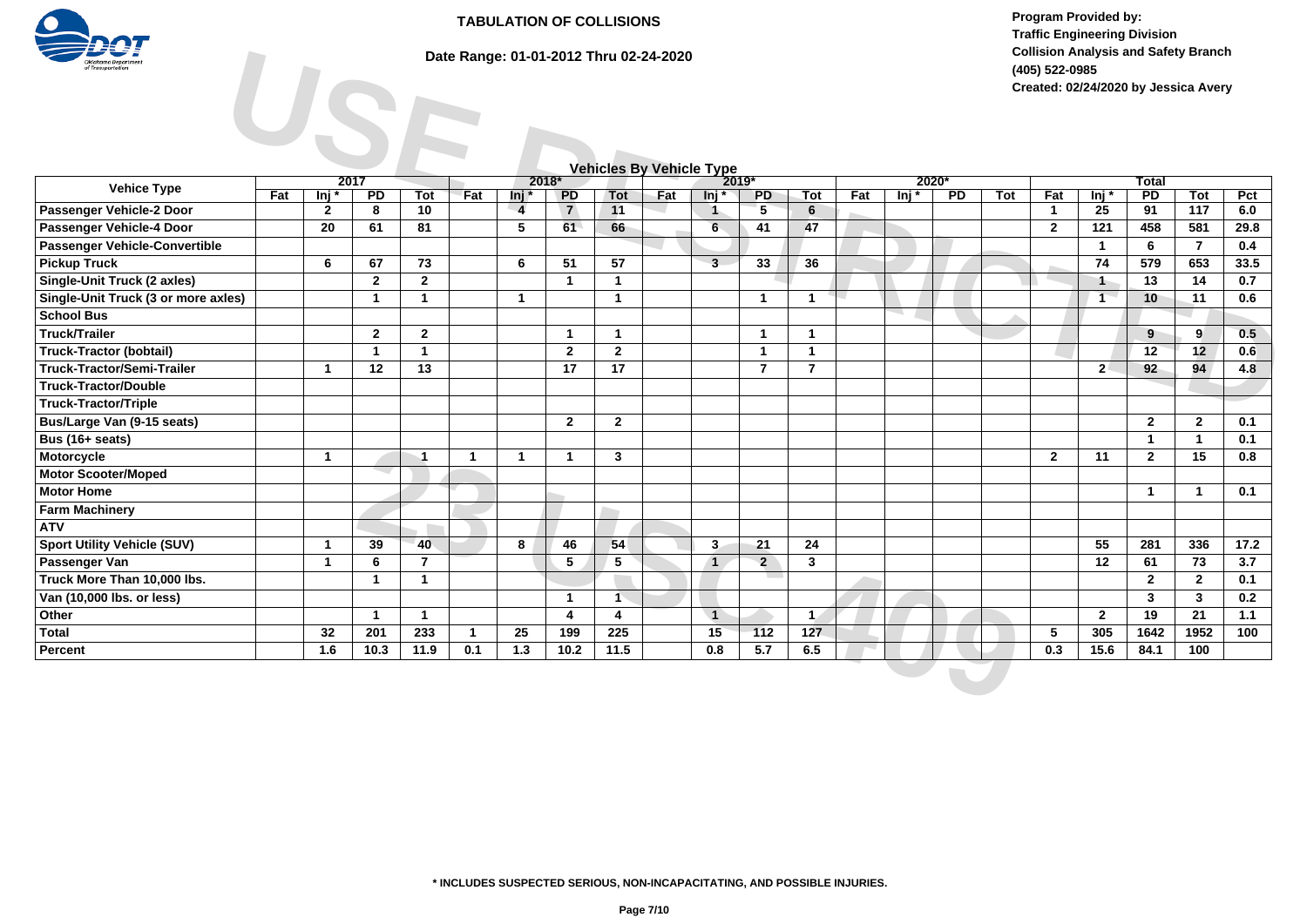# TABULATION OF COLLISIONS

**Date Range: 01-01-2012 Thru 02-24-2020**

**Program Provided by:**
**Traffic Engineering Division**
**Collision Analysis and Safety Branch**
**(405) 522-0985**
**Created: 02/24/2020 by Jessica Avery**

## Vehicles By Vehicle Type

| Vehice Type | 2017 | | | | 2018* | | | | 2019* | | | | 2020* | | | | Total | | | | |
|---|---|---|---|---|---|---|---|---|---|---|---|---|---|---|---|---|---|---|---|---|---|
| | Fat | Inj * | PD | Tot | Fat | Inj * | PD | Tot | Fat | Inj * | PD | Tot | Fat | Inj * | PD | Tot | Fat | Inj * | PD | Tot | Pct |
| Passenger Vehicle-2 Door | | 2 | 8 | 10 | | 4 | 7 | 11 | | 1 | 5 | 6 | | | | | 1 | 25 | 91 | 117 | 6.0 |
| Passenger Vehicle-4 Door | | 20 | 61 | 81 | | 5 | 61 | 66 | | 6 | 41 | 47 | | | | | 2 | 121 | 458 | 581 | 29.8 |
| Passenger Vehicle-Convertible | | | | | | | | | | | | | | | | | | 1 | 6 | 7 | 0.4 |
| Pickup Truck | | 6 | 67 | 73 | | 6 | 51 | 57 | | 3 | 33 | 36 | | | | | | 74 | 579 | 653 | 33.5 |
| Single-Unit Truck (2 axles) | | | 2 | 2 | | | 1 | 1 | | | | | | | | | | 1 | 13 | 14 | 0.7 |
| Single-Unit Truck (3 or more axles) | | | 1 | 1 | | 1 | | 1 | | | 1 | 1 | | | | | | 1 | 10 | 11 | 0.6 |
| School Bus | | | | | | | | | | | | | | | | | | | | | |
| Truck/Trailer | | | 2 | 2 | | | 1 | 1 | | | 1 | 1 | | | | | | | 9 | 9 | 0.5 |
| Truck-Tractor (bobtail) | | | 1 | 1 | | | 2 | 2 | | | 1 | 1 | | | | | | | 12 | 12 | 0.6 |
| Truck-Tractor/Semi-Trailer | | 1 | 12 | 13 | | | 17 | 17 | | | 7 | 7 | | | | | | 2 | 92 | 94 | 4.8 |
| Truck-Tractor/Double | | | | | | | | | | | | | | | | | | | | | |
| Truck-Tractor/Triple | | | | | | | | | | | | | | | | | | | | | |
| Bus/Large Van (9-15 seats) | | | | | | | 2 | 2 | | | | | | | | | | | 2 | 2 | 0.1 |
| Bus (16+ seats) | | | | | | | | | | | | | | | | | | | 1 | 1 | 0.1 |
| Motorcycle | | 1 | | 1 | 1 | 1 | 1 | 3 | | | | | | | | | 2 | 11 | 2 | 15 | 0.8 |
| Motor Scooter/Moped | | | | | | | | | | | | | | | | | | | | | |
| Motor Home | | | | | | | | | | | | | | | | | | | 1 | 1 | 0.1 |
| Farm Machinery | | | | | | | | | | | | | | | | | | | | | |
| ATV | | | | | | | | | | | | | | | | | | | | | |
| Sport Utility Vehicle (SUV) | | 1 | 39 | 40 | | 8 | 46 | 54 | | 3 | 21 | 24 | | | | | | 55 | 281 | 336 | 17.2 |
| Passenger Van | | 1 | 6 | 7 | | | 5 | 5 | | 1 | 2 | 3 | | | | | | 12 | 61 | 73 | 3.7 |
| Truck More Than 10,000 lbs. | | | 1 | 1 | | | | | | | | | | | | | | | 2 | 2 | 0.1 |
| Van (10,000 lbs. or less) | | | | | | | 1 | 1 | | | | | | | | | | | 3 | 3 | 0.2 |
| Other | | | 1 | 1 | | | 4 | 4 | | 1 | | 1 | | | | | | 2 | 19 | 21 | 1.1 |
| Total | | 32 | 201 | 233 | 1 | 25 | 199 | 225 | | 15 | 112 | 127 | | | | | 5 | 305 | 1642 | 1952 | 100 |
| Percent | | 1.6 | 10.3 | 11.9 | 0.1 | 1.3 | 10.2 | 11.5 | | 0.8 | 5.7 | 6.5 | | | | | 0.3 | 15.6 | 84.1 | 100 | |

**\* INCLUDES SUSPECTED SERIOUS, NON-INCAPACITATING, AND POSSIBLE INJURIES.**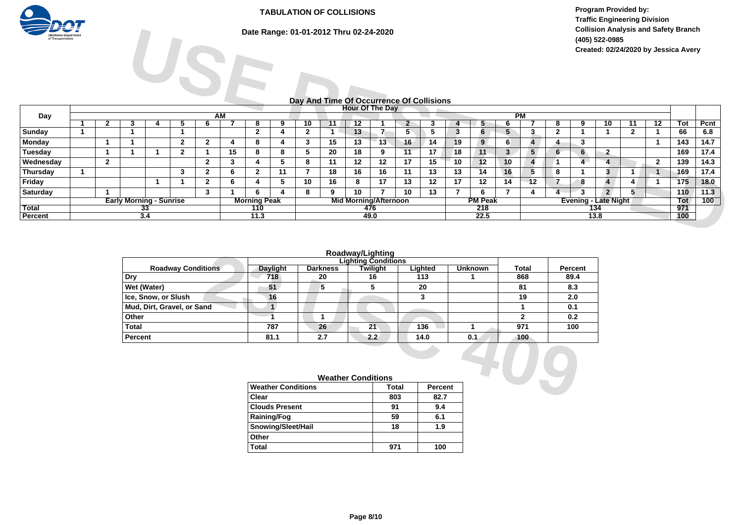# TABULATION OF COLLISIONS

**Date Range: 01-01-2012 Thru 02-24-2020**

**Program Provided by:**
**Traffic Engineering Division**
**Collision Analysis and Safety Branch**
**(405) 522-0985**
**Created: 02/24/2020 by Jessica Avery**

## Day And Time Of Occurrence Of Collisions

| Day | Hour Of The Day: AM | | | | | | | | | | | | PM | | | | | | | | | | | | | |
|---|---|---|---|---|---|---|---|---|---|---|---|---|---|---|---|---|---|---|---|---|---|---|---|---|---|---|
| | 1 | 2 | 3 | 4 | 5 | 6 | 7 | 8 | 9 | 10 | 11 | 12 | 1 | 2 | 3 | 4 | 5 | 6 | 7 | 8 | 9 | 10 | 11 | 12 | Tot | Pcnt |
| Sunday | 1 | | 1 | | 1 | | | 2 | 4 | 2 | 1 | 13 | 7 | 5 | 5 | 3 | 6 | 5 | 3 | 2 | 1 | 1 | 2 | 1 | 66 | 6.8 |
| Monday | | 1 | 1 | | 2 | 2 | 4 | 8 | 4 | 3 | 15 | 13 | 13 | 16 | 14 | 19 | 9 | 6 | 4 | 4 | 3 | | | 1 | 143 | 14.7 |
| Tuesday | | 1 | 1 | 1 | 2 | 1 | 15 | 8 | 8 | 5 | 20 | 18 | 9 | 11 | 17 | 18 | 11 | 3 | 5 | 6 | 6 | 2 | | | 169 | 17.4 |
| Wednesday | | 2 | | | | 2 | 3 | 4 | 5 | 8 | 11 | 12 | 12 | 17 | 15 | 10 | 12 | 10 | 4 | 1 | 4 | 4 | | 2 | 139 | 14.3 |
| Thursday | 1 | | | | 3 | 2 | 6 | 2 | 11 | 7 | 18 | 16 | 16 | 11 | 13 | 13 | 14 | 16 | 5 | 8 | 1 | 3 | 1 | 1 | 169 | 17.4 |
| Friday | | | | 1 | 1 | 2 | 6 | 4 | 5 | 10 | 16 | 8 | 17 | 13 | 12 | 17 | 12 | 14 | 12 | 7 | 8 | 4 | 4 | 1 | 175 | 18.0 |
| Saturday | | 1 | | | | 3 | 1 | 6 | 4 | 8 | 9 | 10 | 7 | 10 | 13 | 7 | 6 | 7 | 4 | 4 | 3 | 2 | 5 | | 110 | 11.3 |
| | Early Morning - Sunrise | | | | | | Morning Peak | | | Mid Morning/Afternoon | | | | | | PM Peak | | | Evening - Late Night | | | | | | Tot | 100 |
| Total | 33 | | | | | | 110 | | | 476 | | | | | | 218 | | | 134 | | | | | | 971 | |
| Percent | 3.4 | | | | | | 11.3 | | | 49.0 | | | | | | 22.5 | | | 13.8 | | | | | | 100 | |

## Roadway/Lighting

| Roadway Conditions | Lighting Conditions: Daylight | Darkness | Twilight | Lighted | Unknown | Total | Percent |
|---|---|---|---|---|---|---|---|
| Dry | 718 | 20 | 16 | 113 | 1 | 868 | 89.4 |
| Wet (Water) | 51 | 5 | 5 | 20 | | 81 | 8.3 |
| Ice, Snow, or Slush | 16 | | | 3 | | 19 | 2.0 |
| Mud, Dirt, Gravel, or Sand | 1 | | | | | 1 | 0.1 |
| Other | 1 | 1 | | | | 2 | 0.2 |
| Total | 787 | 26 | 21 | 136 | 1 | 971 | 100 |
| Percent | 81.1 | 2.7 | 2.2 | 14.0 | 0.1 | 100 | |

## Weather Conditions

| Weather Conditions | Total | Percent |
|---|---|---|
| Clear | 803 | 82.7 |
| Clouds Present | 91 | 9.4 |
| Raining/Fog | 59 | 6.1 |
| Snowing/Sleet/Hail | 18 | 1.9 |
| Other | | |
| Total | 971 | 100 |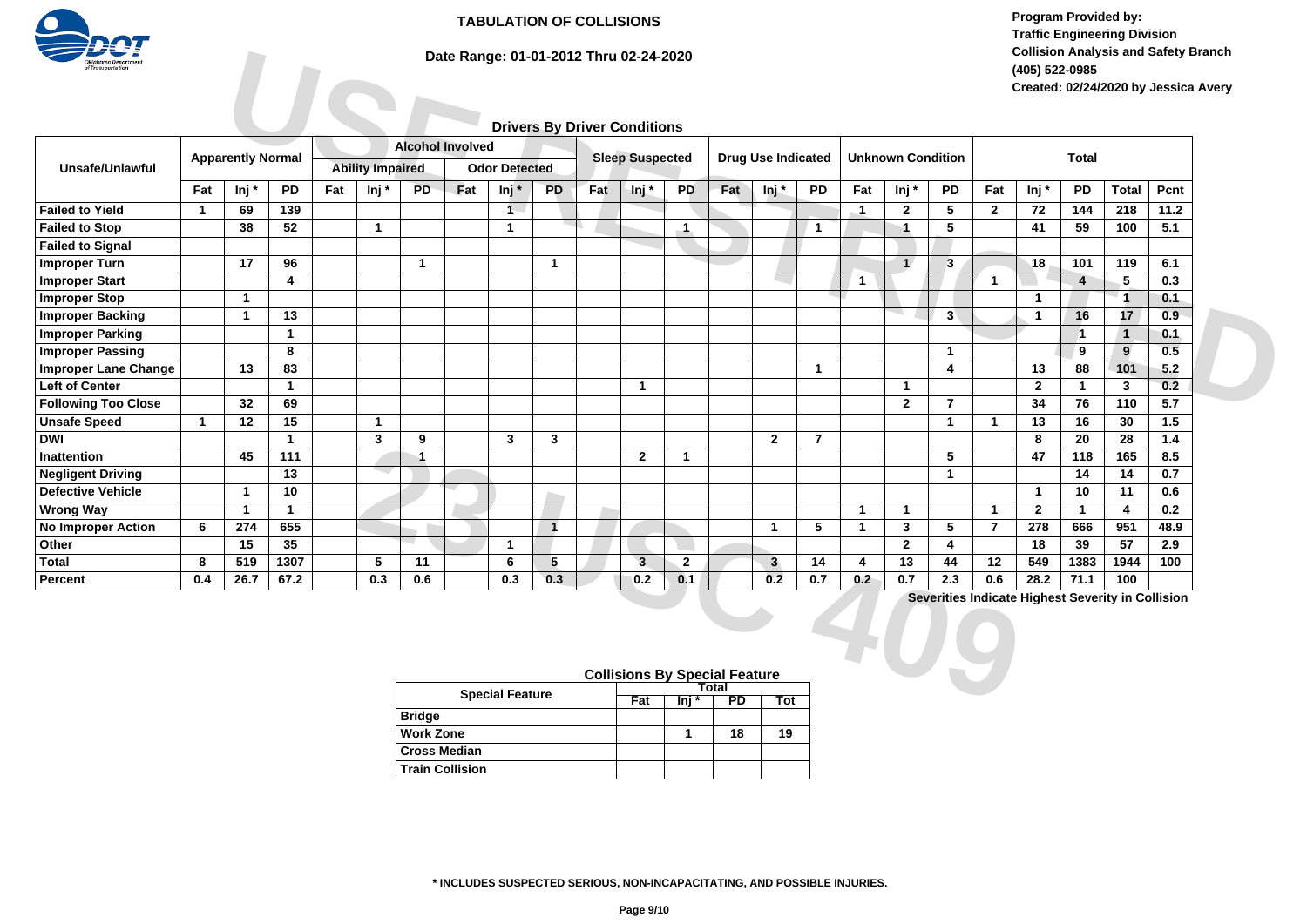# TABULATION OF COLLISIONS

**Date Range: 01-01-2012 Thru 02-24-2020**

**Program Provided by:**
**Traffic Engineering Division**
**Collision Analysis and Safety Branch**
**(405) 522-0985**
**Created: 02/24/2020 by Jessica Avery**

## Drivers By Driver Conditions

| Unsafe/Unlawful | Apparently Normal | | | Alcohol Involved | | | | | | Sleep Suspected | | | Drug Use Indicated | | | Unknown Condition | | | Total | | | | |
|---|---|---|---|---|---|---|---|---|---|---|---|---|---|---|---|---|---|---|---|---|---|---|---|
| | | | | Ability Impaired | | | Odor Detected | | | | | | | | | | | | | | | | |
| | Fat | Inj * | PD | Fat | Inj * | PD | Fat | Inj * | PD | Fat | Inj * | PD | Fat | Inj * | PD | Fat | Inj * | PD | Fat | Inj * | PD | Total | Pcnt |
| Failed to Yield | 1 | 69 | 139 | | | | | 1 | | | | | | | | 1 | 2 | 5 | 2 | 72 | 144 | 218 | 11.2 |
| Failed to Stop | | 38 | 52 | | 1 | | | 1 | | | | 1 | | | 1 | | 1 | 5 | | 41 | 59 | 100 | 5.1 |
| Failed to Signal | | | | | | | | | | | | | | | | | | | | | | | |
| Improper Turn | | 17 | 96 | | | 1 | | | 1 | | | | | | | | 1 | 3 | | 18 | 101 | 119 | 6.1 |
| Improper Start | | | 4 | | | | | | | | | | | | | 1 | | | 1 | | 4 | 5 | 0.3 |
| Improper Stop | | 1 | | | | | | | | | | | | | | | | | | 1 | | 1 | 0.1 |
| Improper Backing | | 1 | 13 | | | | | | | | | | | | | | | 3 | | 1 | 16 | 17 | 0.9 |
| Improper Parking | | | 1 | | | | | | | | | | | | | | | | | | 1 | 1 | 0.1 |
| Improper Passing | | | 8 | | | | | | | | | | | | | | | 1 | | | 9 | 9 | 0.5 |
| Improper Lane Change | | 13 | 83 | | | | | | | | | | | | 1 | | | 4 | | 13 | 88 | 101 | 5.2 |
| Left of Center | | | 1 | | | | | | | | 1 | | | | | | 1 | | | 2 | 1 | 3 | 0.2 |
| Following Too Close | | 32 | 69 | | | | | | | | | | | | | | 2 | 7 | | 34 | 76 | 110 | 5.7 |
| Unsafe Speed | 1 | 12 | 15 | | 1 | | | | | | | | | | | | | 1 | 1 | 13 | 16 | 30 | 1.5 |
| DWI | | | 1 | | 3 | 9 | | 3 | 3 | | | | | 2 | 7 | | | | | 8 | 20 | 28 | 1.4 |
| Inattention | | 45 | 111 | | | 1 | | | | | 2 | 1 | | | | | | 5 | | 47 | 118 | 165 | 8.5 |
| Negligent Driving | | | 13 | | | | | | | | | | | | | | | 1 | | | 14 | 14 | 0.7 |
| Defective Vehicle | | 1 | 10 | | | | | | | | | | | | | | | | | 1 | 10 | 11 | 0.6 |
| Wrong Way | | 1 | 1 | | | | | | | | | | | | | 1 | 1 | | 1 | 2 | 1 | 4 | 0.2 |
| No Improper Action | 6 | 274 | 655 | | | | | | 1 | | | | | 1 | 5 | 1 | 3 | 5 | 7 | 278 | 666 | 951 | 48.9 |
| Other | | 15 | 35 | | | | | 1 | | | | | | | | | 2 | 4 | | 18 | 39 | 57 | 2.9 |
| Total | 8 | 519 | 1307 | | 5 | 11 | | 6 | 5 | | 3 | 2 | | 3 | 14 | 4 | 13 | 44 | 12 | 549 | 1383 | 1944 | 100 |
| Percent | 0.4 | 26.7 | 67.2 | | 0.3 | 0.6 | | 0.3 | 0.3 | | 0.2 | 0.1 | | 0.2 | 0.7 | 0.2 | 0.7 | 2.3 | 0.6 | 28.2 | 71.1 | 100 | |

**Severities Indicate Highest Severity in Collision**

## Collisions By Special Feature

| Special Feature | Total | | | |
|---|---|---|---|---|
| | Fat | Inj * | PD | Tot |
| Bridge | | | | |
| Work Zone | | 1 | 18 | 19 |
| Cross Median | | | | |
| Train Collision | | | | |

**\* INCLUDES SUSPECTED SERIOUS, NON-INCAPACITATING, AND POSSIBLE INJURIES.**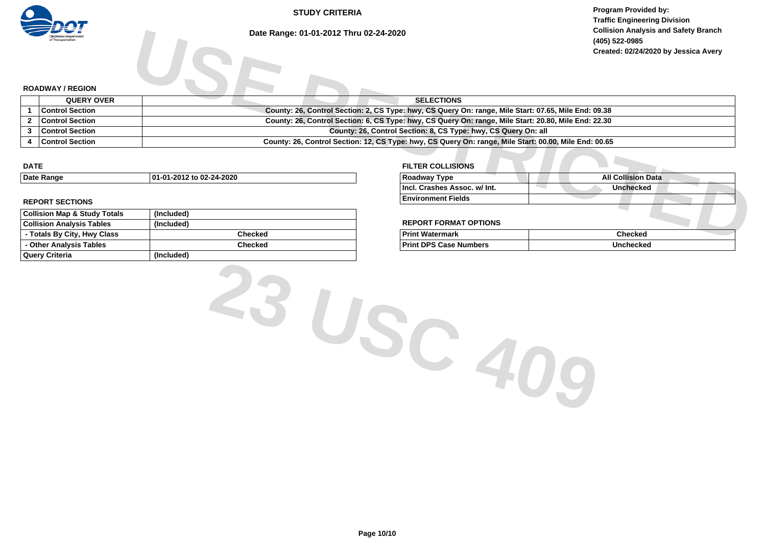# STUDY CRITERIA

**Date Range: 01-01-2012 Thru 02-24-2020**

**Program Provided by:**
**Traffic Engineering Division**
**Collision Analysis and Safety Branch**
**(405) 522-0985**
**Created: 02/24/2020 by Jessica Avery**

USE RESTRICTED 23 USC 409

### ROADWAY / REGION

| | QUERY OVER | SELECTIONS |
|---|---|---|
| 1 | Control Section | County: 26, Control Section: 2, CS Type: hwy, CS Query On: range, Mile Start: 07.65, Mile End: 09.38 |
| 2 | Control Section | County: 26, Control Section: 6, CS Type: hwy, CS Query On: range, Mile Start: 20.80, Mile End: 22.30 |
| 3 | Control Section | County: 26, Control Section: 8, CS Type: hwy, CS Query On: all |
| 4 | Control Section | County: 26, Control Section: 12, CS Type: hwy, CS Query On: range, Mile Start: 00.00, Mile End: 00.65 |

### DATE

| | |
|---|---|
| Date Range | 01-01-2012 to 02-24-2020 |

### REPORT SECTIONS

| | |
|---|---|
| Collision Map & Study Totals | (Included) |
| Collision Analysis Tables | (Included) |
| - Totals By City, Hwy Class | Checked |
| - Other Analysis Tables | Checked |
| Query Criteria | (Included) |

### FILTER COLLISIONS

| | |
|---|---|
| Roadway Type | All Collision Data |
| Incl. Crashes Assoc. w/ Int. | Unchecked |
| Environment Fields | |

### REPORT FORMAT OPTIONS

| | |
|---|---|
| Print Watermark | Checked |
| Print DPS Case Numbers | Unchecked |